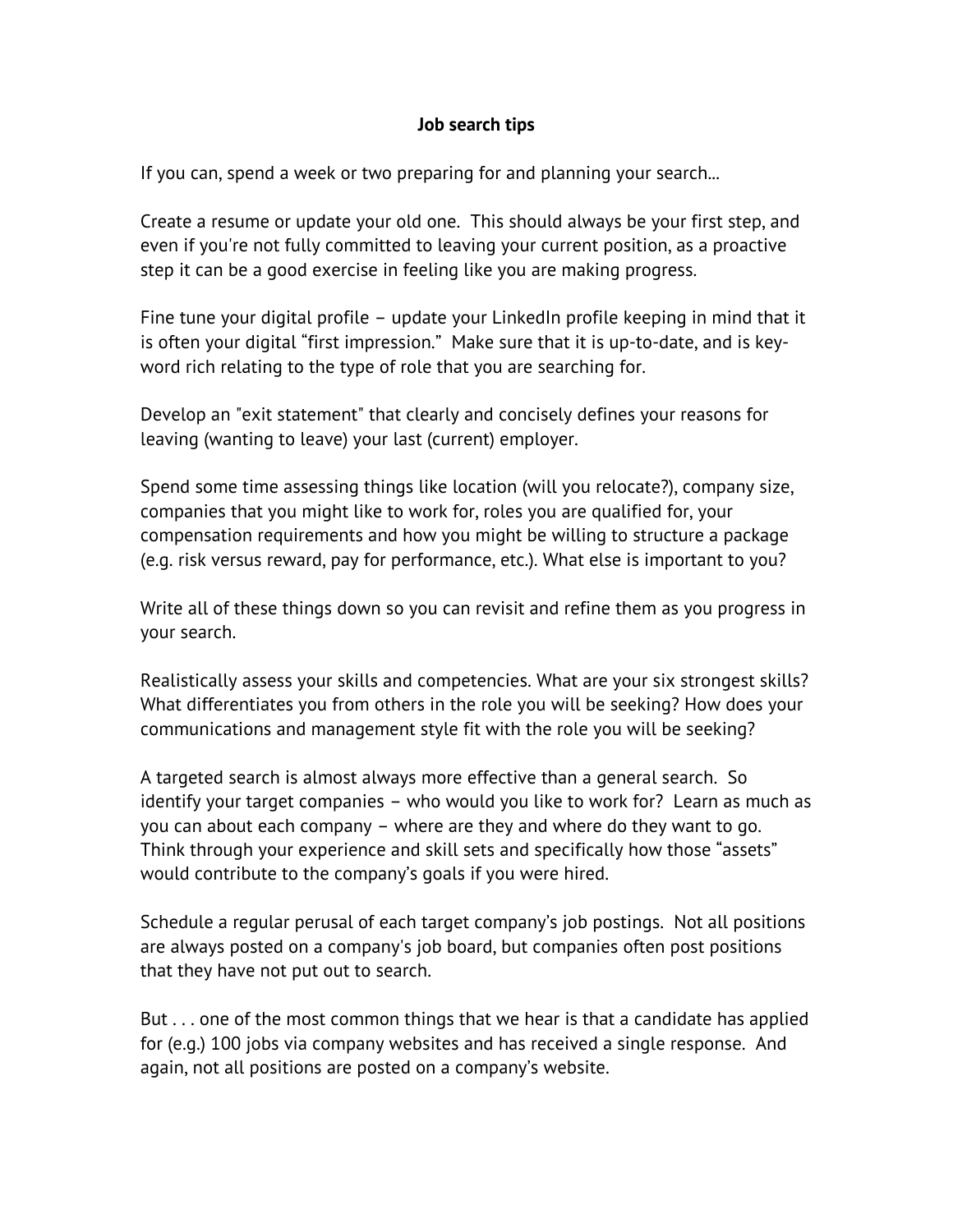# Job search tips

If you can, spend a week or two preparing for and planning your search...

Create a resume or update your old one. This should always be your first step, and even if you're not fully committed to leaving your current position, as a proactive step it can be a good exercise in feeling like you are making progress.

Fine tune your digital profile – update your LinkedIn profile keeping in mind that it is often your digital "first impression." Make sure that it is up-to-date, and is key-word rich relating to the type of role that you are searching for.

Develop an "exit statement" that clearly and concisely defines your reasons for leaving (wanting to leave) your last (current) employer.

Spend some time assessing things like location (will you relocate?), company size, companies that you might like to work for, roles you are qualified for, your compensation requirements and how you might be willing to structure a package (e.g. risk versus reward, pay for performance, etc.). What else is important to you?

Write all of these things down so you can revisit and refine them as you progress in your search.

Realistically assess your skills and competencies. What are your six strongest skills? What differentiates you from others in the role you will be seeking? How does your communications and management style fit with the role you will be seeking?

A targeted search is almost always more effective than a general search. So identify your target companies – who would you like to work for? Learn as much as you can about each company – where are they and where do they want to go. Think through your experience and skill sets and specifically how those "assets" would contribute to the company's goals if you were hired.

Schedule a regular perusal of each target company's job postings. Not all positions are always posted on a company's job board, but companies often post positions that they have not put out to search.

But . . . one of the most common things that we hear is that a candidate has applied for (e.g.) 100 jobs via company websites and has received a single response. And again, not all positions are posted on a company's website.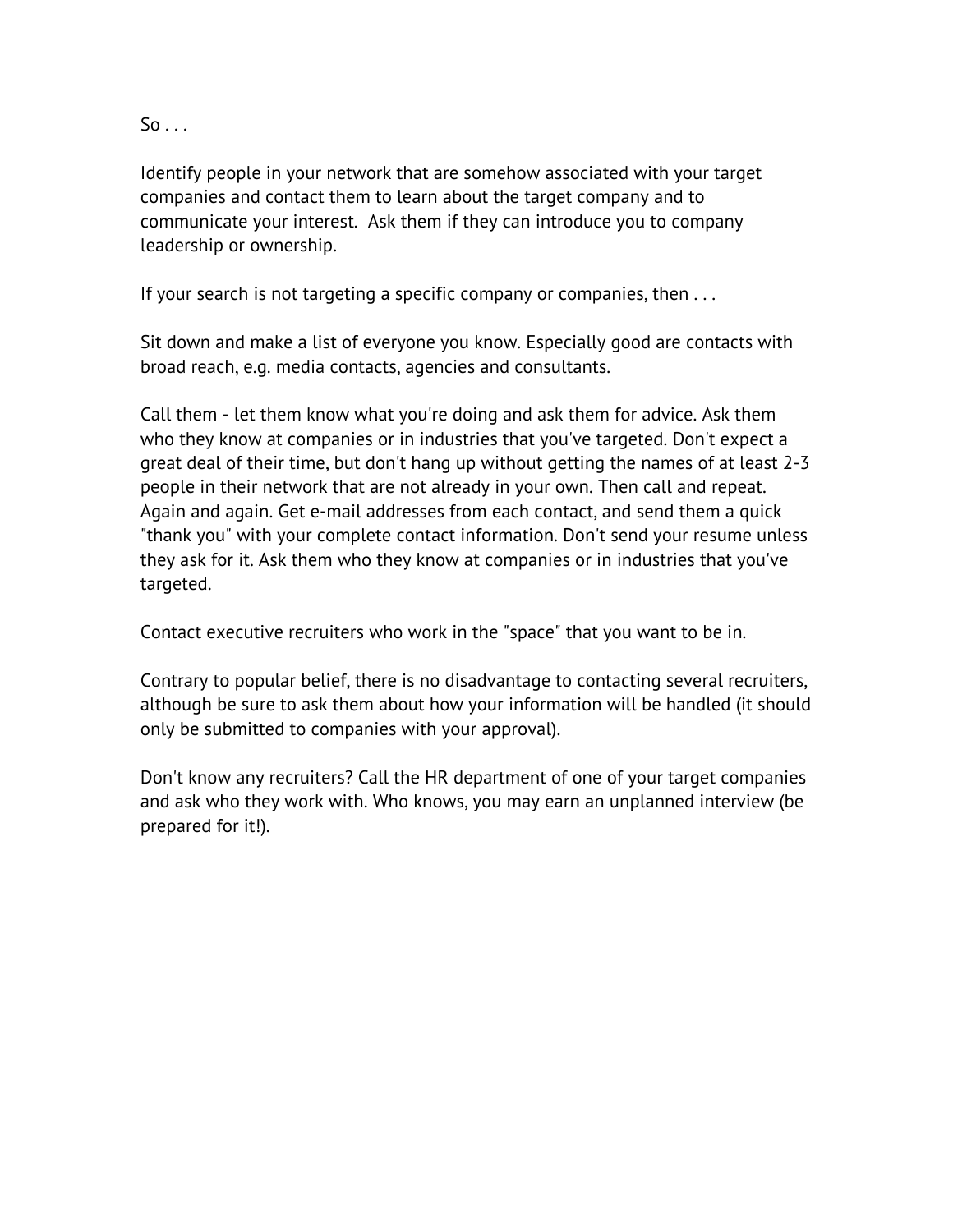So . . .

Identify people in your network that are somehow associated with your target companies and contact them to learn about the target company and to communicate your interest.  Ask them if they can introduce you to company leadership or ownership.

If your search is not targeting a specific company or companies, then . . .

Sit down and make a list of everyone you know. Especially good are contacts with broad reach, e.g. media contacts, agencies and consultants.

Call them - let them know what you're doing and ask them for advice. Ask them who they know at companies or in industries that you've targeted. Don't expect a great deal of their time, but don't hang up without getting the names of at least 2-3 people in their network that are not already in your own. Then call and repeat. Again and again. Get e-mail addresses from each contact, and send them a quick "thank you" with your complete contact information. Don't send your resume unless they ask for it. Ask them who they know at companies or in industries that you've targeted.

Contact executive recruiters who work in the "space" that you want to be in.

Contrary to popular belief, there is no disadvantage to contacting several recruiters, although be sure to ask them about how your information will be handled (it should only be submitted to companies with your approval).

Don't know any recruiters? Call the HR department of one of your target companies and ask who they work with. Who knows, you may earn an unplanned interview (be prepared for it!).